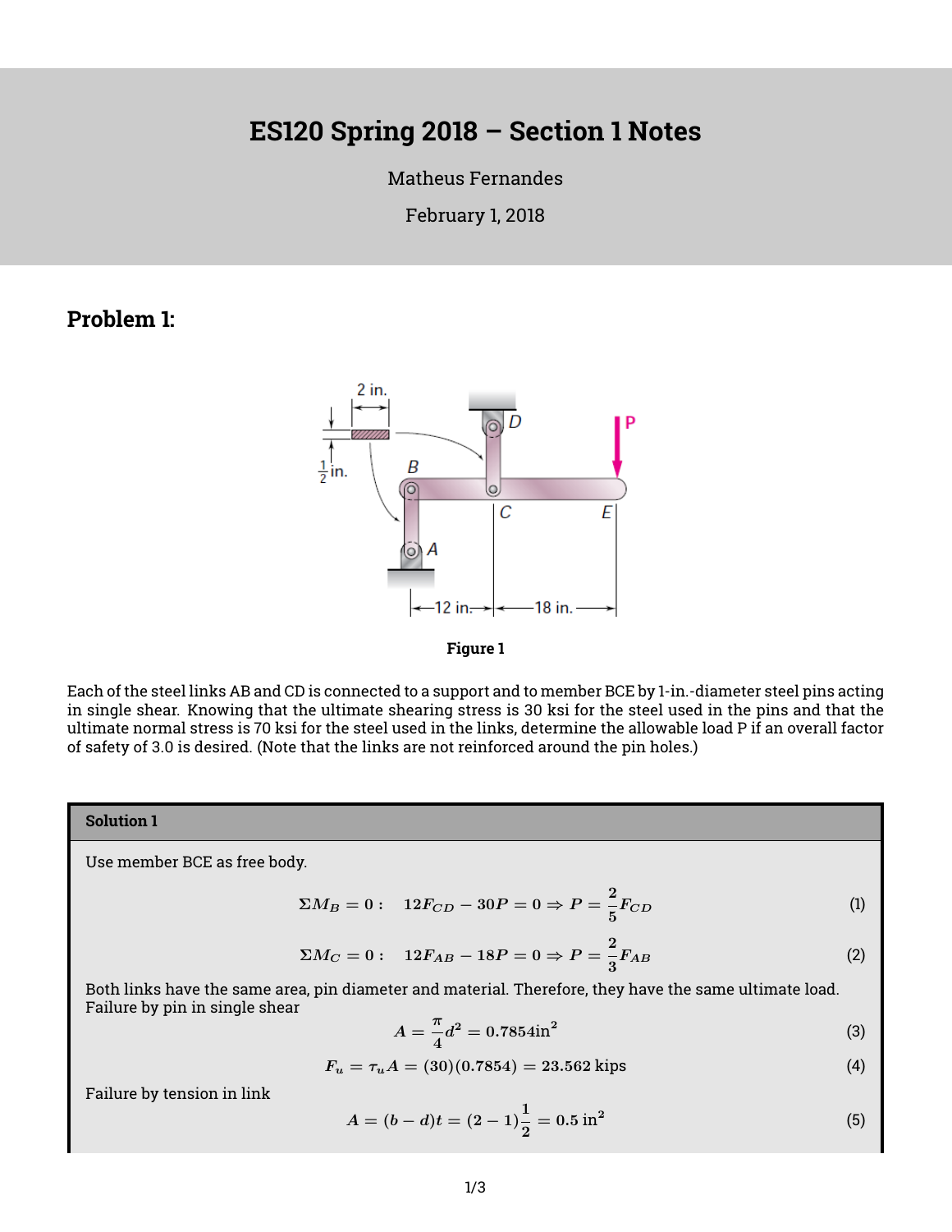# ES120 Spring 2018 – Section 1 Notes

Matheus Fernandes

February 1, 2018

## Problem 1:

Figure 1

Each of the steel links AB and CD is connected to a support and to member BCE by 1-in.-diameter steel pins acting in single shear. Knowing that the ultimate shearing stress is 30 ksi for the steel used in the pins and that the ultimate normal stress is 70 ksi for the steel used in the links, determine the allowable load P if an overall factor of safety of 3.0 is desired. (Note that the links are not reinforced around the pin holes.)

**Solution 1**

Use member BCE as free body.

$$\Sigma M_B = 0: \quad 12F_{CD} - 30P = 0 \Rightarrow P = \frac{2}{5}F_{CD} \tag{1}$$

$$\Sigma M_C = 0: \quad 12F_{AB} - 18P = 0 \Rightarrow P = \frac{2}{3}F_{AB} \tag{2}$$

Both links have the same area, pin diameter and material. Therefore, they have the same ultimate load. Failure by pin in single shear

$$A = \frac{\pi}{4}d^2 = 0.7854\text{in}^2 \tag{3}$$

$$F_u = \tau_u A = (30)(0.7854) = 23.562 \text{ kips} \tag{4}$$

Failure by tension in link

$$A = (b-d)t = (2-1)\frac{1}{2} = 0.5 \text{ in}^2 \tag{5}$$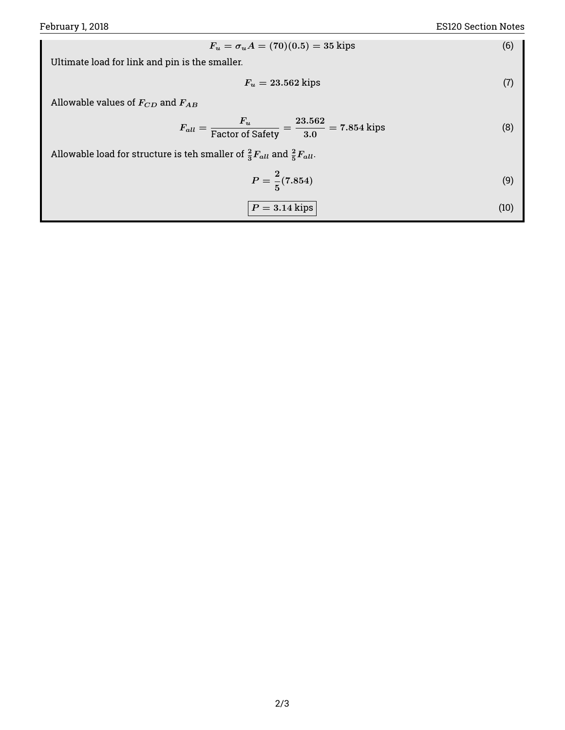$$F_u = \sigma_u A = (70)(0.5) = 35 \text{ kips} \tag{6}$$

Ultimate load for link and pin is the smaller.

$$F_u = 23.562 \text{ kips} \tag{7}$$

Allowable values of $F_{CD}$ and $F_{AB}$

$$F_{all} = \frac{F_u}{\text{Factor of Safety}} = \frac{23.562}{3.0} = 7.854 \text{ kips} \tag{8}$$

Allowable load for structure is teh smaller of $\frac{2}{3}F_{all}$ and $\frac{2}{5}F_{all}$.

$$P = \frac{2}{5}(7.854) \tag{9}$$

$$\boxed{P = 3.14 \text{ kips}} \tag{10}$$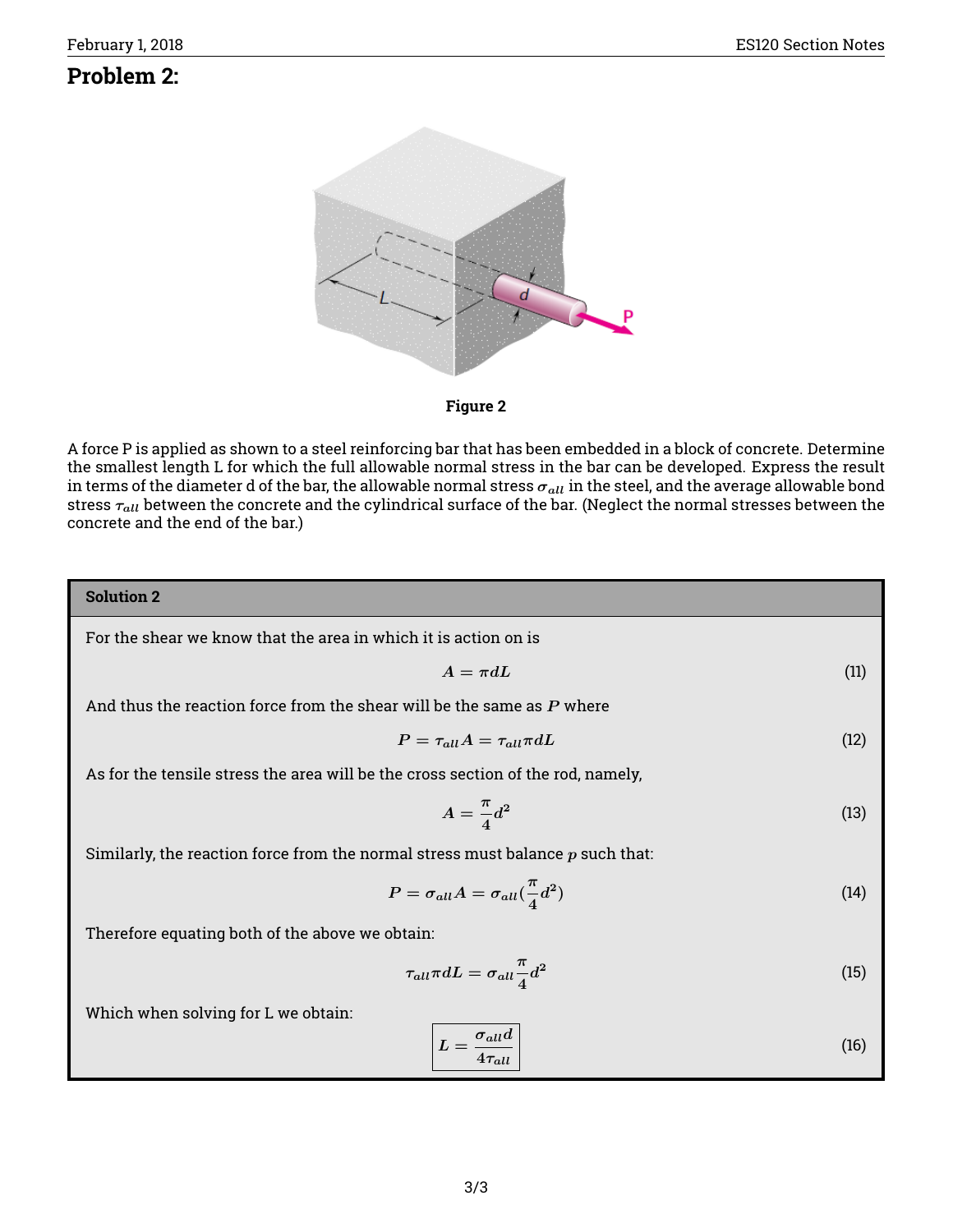## Problem 2:

Figure 2

A force P is applied as shown to a steel reinforcing bar that has been embedded in a block of concrete. Determine the smallest length L for which the full allowable normal stress in the bar can be developed. Express the result in terms of the diameter d of the bar, the allowable normal stress $\sigma_{all}$ in the steel, and the average allowable bond stress $\tau_{all}$ between the concrete and the cylindrical surface of the bar. (Neglect the normal stresses between the concrete and the end of the bar.)

**Solution 2**

For the shear we know that the area in which it is action on is

$$A = \pi d L \tag{11}$$

And thus the reaction force from the shear will be the same as $P$ where

$$P = \tau_{all} A = \tau_{all} \pi d L \tag{12}$$

As for the tensile stress the area will be the cross section of the rod, namely,

$$A = \frac{\pi}{4} d^2 \tag{13}$$

Similarly, the reaction force from the normal stress must balance $p$ such that:

$$P = \sigma_{all} A = \sigma_{all} (\frac{\pi}{4} d^2) \tag{14}$$

Therefore equating both of the above we obtain:

$$\tau_{all} \pi d L = \sigma_{all} \frac{\pi}{4} d^2 \tag{15}$$

Which when solving for L we obtain:

$$\boxed{L = \frac{\sigma_{all} d}{4 \tau_{all}}} \tag{16}$$